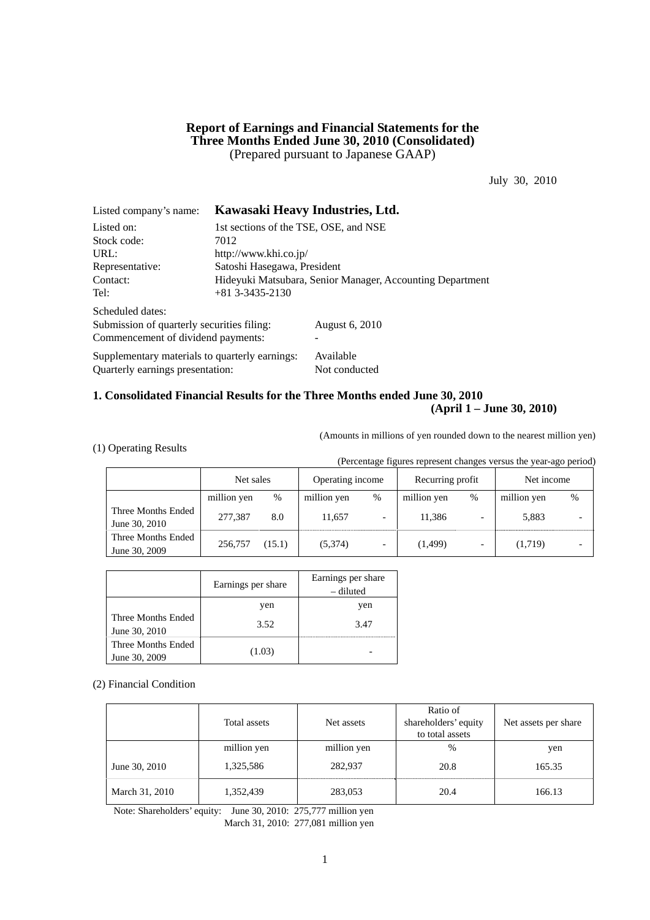# Report of Earnings and Financial Statements for the Three Months Ended June 30, 2010 (Consolidated)

(Prepared pursuant to Japanese GAAP)

July 30, 2010

Listed company's name: **Kawasaki Heavy Industries, Ltd.**

Listed on: 1st sections of the TSE, OSE, and NSE
Stock code: 7012
URL: http://www.khi.co.jp/
Representative: Satoshi Hasegawa, President
Contact: Hideyuki Matsubara, Senior Manager, Accounting Department
Tel: +81 3-3435-2130

Scheduled dates:
Submission of quarterly securities filing: August 6, 2010
Commencement of dividend payments: -

Supplementary materials to quarterly earnings: Available
Quarterly earnings presentation: Not conducted

## 1. Consolidated Financial Results for the Three Months ended June 30, 2010 (April 1 – June 30, 2010)

(Amounts in millions of yen rounded down to the nearest million yen)

(1) Operating Results

(Percentage figures represent changes versus the year-ago period)

| | Net sales | | Operating income | | Recurring profit | | Net income | |
|---|---|---|---|---|---|---|---|---|
| | million yen | % | million yen | % | million yen | % | million yen | % |
| Three Months Ended June 30, 2010 | 277,387 | 8.0 | 11,657 | - | 11,386 | - | 5,883 | - |
| Three Months Ended June 30, 2009 | 256,757 | (15.1) | (5,374) | - | (1,499) | - | (1,719) | - |

| | Earnings per share | Earnings per share – diluted |
|---|---|---|
| | yen | yen |
| Three Months Ended June 30, 2010 | 3.52 | 3.47 |
| Three Months Ended June 30, 2009 | (1.03) | - |

(2) Financial Condition

| | Total assets | Net assets | Ratio of shareholders' equity to total assets | Net assets per share |
|---|---|---|---|---|
| | million yen | million yen | % | yen |
| June 30, 2010 | 1,325,586 | 282,937 | 20.8 | 165.35 |
| March 31, 2010 | 1,352,439 | 283,053 | 20.4 | 166.13 |

Note: Shareholders' equity: June 30, 2010: 275,777 million yen
March 31, 2010: 277,081 million yen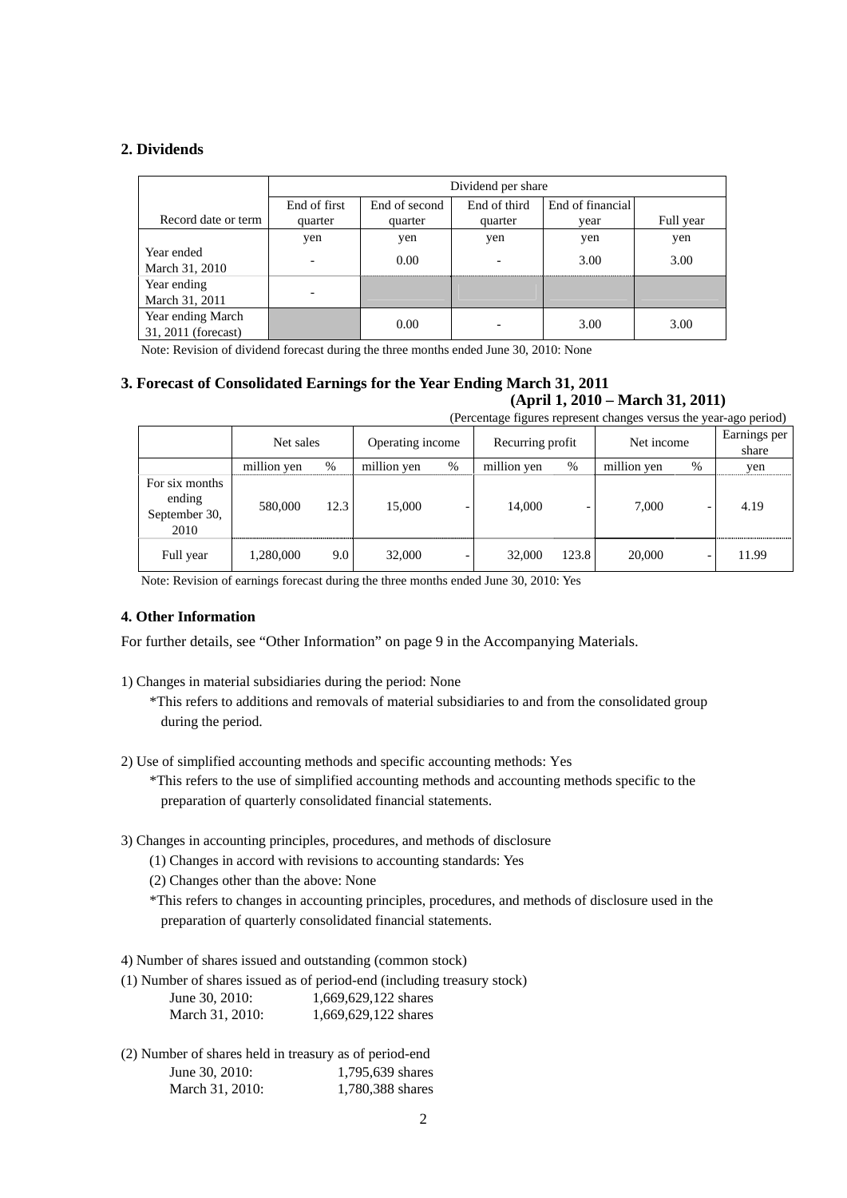## 2. Dividends

| Record date or term | Dividend per share | | | | |
|---|---|---|---|---|---|
| | End of first quarter | End of second quarter | End of third quarter | End of financial year | Full year |
| | yen | yen | yen | yen | yen |
| Year ended March 31, 2010 | - | 0.00 | - | 3.00 | 3.00 |
| Year ending March 31, 2011 | - | | | | |
| Year ending March 31, 2011 (forecast) | | 0.00 | - | 3.00 | 3.00 |

Note: Revision of dividend forecast during the three months ended June 30, 2010: None

## 3. Forecast of Consolidated Earnings for the Year Ending March 31, 2011 (April 1, 2010 – March 31, 2011)

(Percentage figures represent changes versus the year-ago period)

| | Net sales | | Operating income | | Recurring profit | | Net income | | Earnings per share |
|---|---|---|---|---|---|---|---|---|---|
| | million yen | % | million yen | % | million yen | % | million yen | % | yen |
| For six months ending September 30, 2010 | 580,000 | 12.3 | 15,000 | - | 14,000 | - | 7,000 | - | 4.19 |
| Full year | 1,280,000 | 9.0 | 32,000 | - | 32,000 | 123.8 | 20,000 | - | 11.99 |

Note: Revision of earnings forecast during the three months ended June 30, 2010: Yes

### 4. Other Information

For further details, see "Other Information" on page 9 in the Accompanying Materials.

1) Changes in material subsidiaries during the period: None
   *This refers to additions and removals of material subsidiaries to and from the consolidated group during the period.

2) Use of simplified accounting methods and specific accounting methods: Yes
   *This refers to the use of simplified accounting methods and accounting methods specific to the preparation of quarterly consolidated financial statements.

3) Changes in accounting principles, procedures, and methods of disclosure
   (1) Changes in accord with revisions to accounting standards: Yes
   (2) Changes other than the above: None
   *This refers to changes in accounting principles, procedures, and methods of disclosure used in the preparation of quarterly consolidated financial statements.

4) Number of shares issued and outstanding (common stock)

(1) Number of shares issued as of period-end (including treasury stock)
   June 30, 2010: 1,669,629,122 shares
   March 31, 2010: 1,669,629,122 shares

(2) Number of shares held in treasury as of period-end
   June 30, 2010: 1,795,639 shares
   March 31, 2010: 1,780,388 shares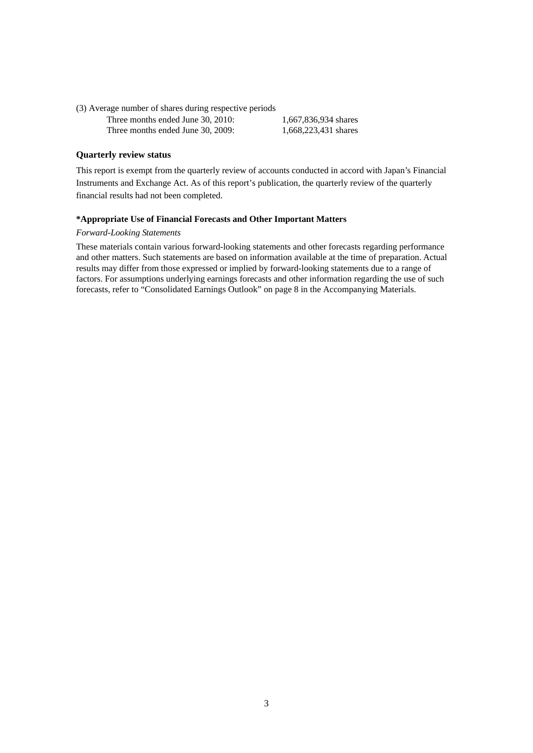(3) Average number of shares during respective periods

| | |
|---|---|
| Three months ended June 30, 2010: | 1,667,836,934 shares |
| Three months ended June 30, 2009: | 1,668,223,431 shares |

**Quarterly review status**

This report is exempt from the quarterly review of accounts conducted in accord with Japan's Financial Instruments and Exchange Act. As of this report's publication, the quarterly review of the quarterly financial results had not been completed.

**\*Appropriate Use of Financial Forecasts and Other Important Matters**

*Forward-Looking Statements*

These materials contain various forward-looking statements and other forecasts regarding performance and other matters. Such statements are based on information available at the time of preparation. Actual results may differ from those expressed or implied by forward-looking statements due to a range of factors. For assumptions underlying earnings forecasts and other information regarding the use of such forecasts, refer to "Consolidated Earnings Outlook" on page 8 in the Accompanying Materials.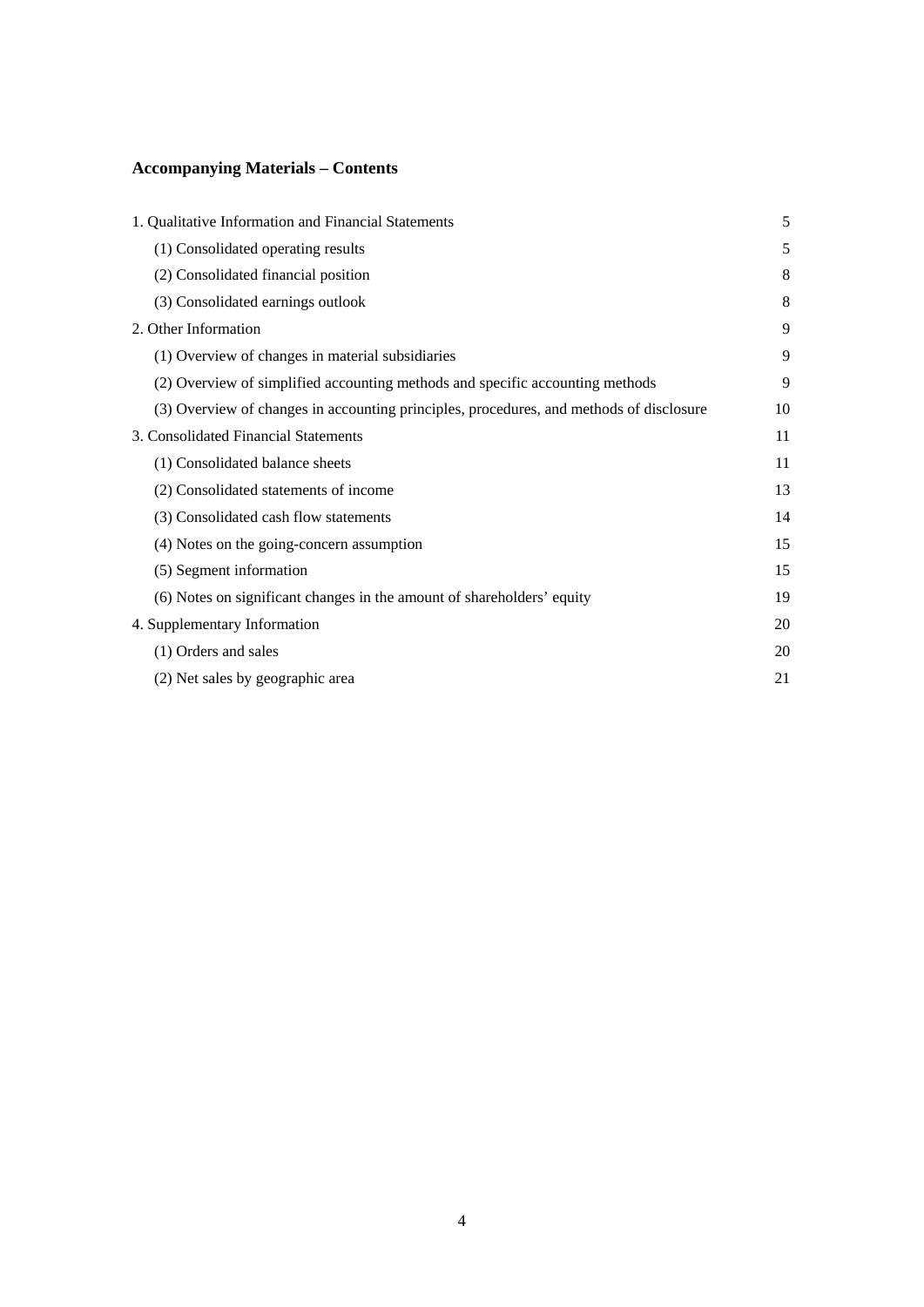## Accompanying Materials – Contents

| | |
|---|---|
| 1. Qualitative Information and Financial Statements | 5 |
| (1) Consolidated operating results | 5 |
| (2) Consolidated financial position | 8 |
| (3) Consolidated earnings outlook | 8 |
| 2. Other Information | 9 |
| (1) Overview of changes in material subsidiaries | 9 |
| (2) Overview of simplified accounting methods and specific accounting methods | 9 |
| (3) Overview of changes in accounting principles, procedures, and methods of disclosure | 10 |
| 3. Consolidated Financial Statements | 11 |
| (1) Consolidated balance sheets | 11 |
| (2) Consolidated statements of income | 13 |
| (3) Consolidated cash flow statements | 14 |
| (4) Notes on the going-concern assumption | 15 |
| (5) Segment information | 15 |
| (6) Notes on significant changes in the amount of shareholders' equity | 19 |
| 4. Supplementary Information | 20 |
| (1) Orders and sales | 20 |
| (2) Net sales by geographic area | 21 |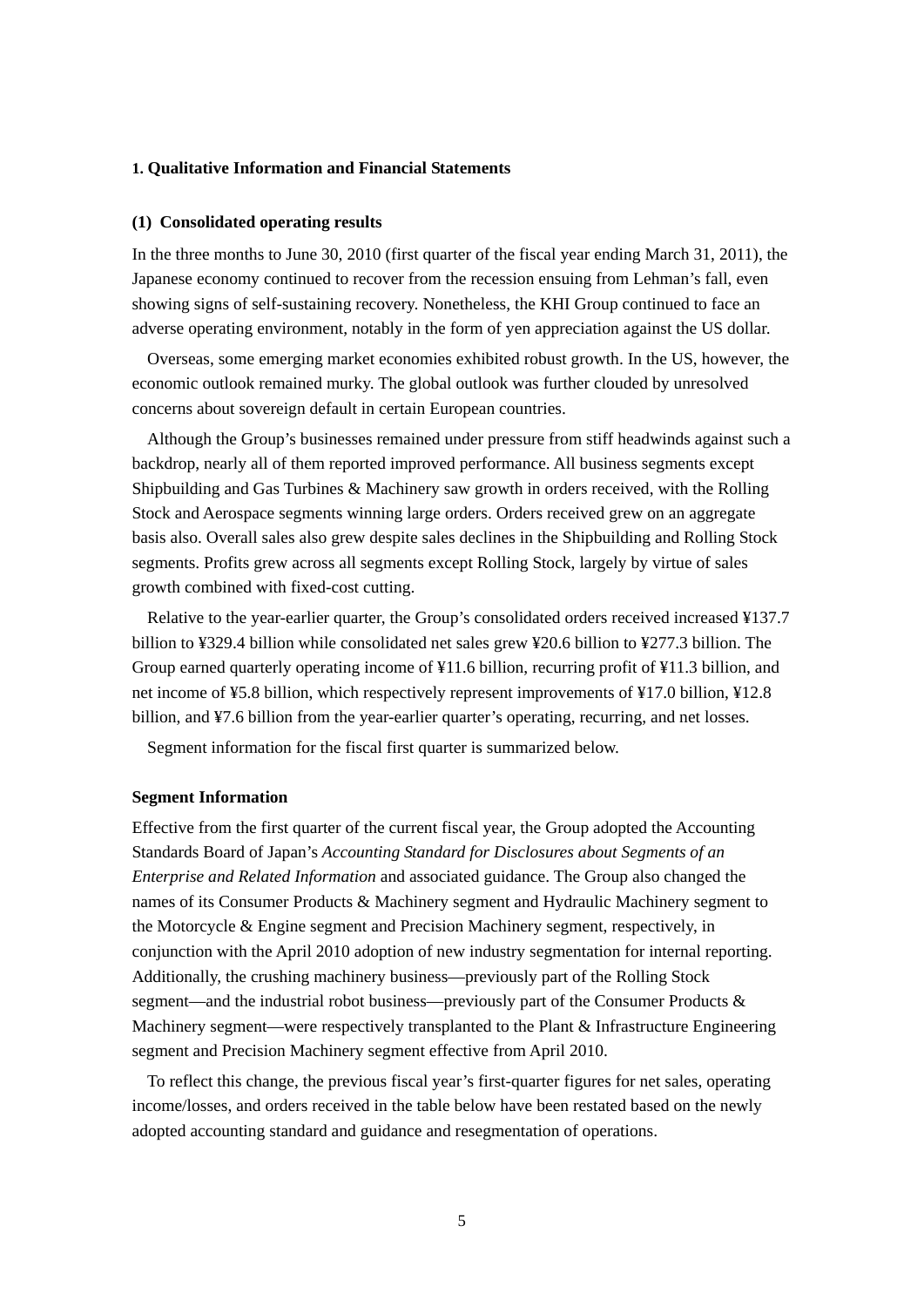### 1. Qualitative Information and Financial Statements

#### (1) Consolidated operating results

In the three months to June 30, 2010 (first quarter of the fiscal year ending March 31, 2011), the Japanese economy continued to recover from the recession ensuing from Lehman's fall, even showing signs of self-sustaining recovery. Nonetheless, the KHI Group continued to face an adverse operating environment, notably in the form of yen appreciation against the US dollar.

Overseas, some emerging market economies exhibited robust growth. In the US, however, the economic outlook remained murky. The global outlook was further clouded by unresolved concerns about sovereign default in certain European countries.

Although the Group's businesses remained under pressure from stiff headwinds against such a backdrop, nearly all of them reported improved performance. All business segments except Shipbuilding and Gas Turbines & Machinery saw growth in orders received, with the Rolling Stock and Aerospace segments winning large orders. Orders received grew on an aggregate basis also. Overall sales also grew despite sales declines in the Shipbuilding and Rolling Stock segments. Profits grew across all segments except Rolling Stock, largely by virtue of sales growth combined with fixed-cost cutting.

Relative to the year-earlier quarter, the Group's consolidated orders received increased ¥137.7 billion to ¥329.4 billion while consolidated net sales grew ¥20.6 billion to ¥277.3 billion. The Group earned quarterly operating income of ¥11.6 billion, recurring profit of ¥11.3 billion, and net income of ¥5.8 billion, which respectively represent improvements of ¥17.0 billion, ¥12.8 billion, and ¥7.6 billion from the year-earlier quarter's operating, recurring, and net losses.

Segment information for the fiscal first quarter is summarized below.

**Segment Information**

Effective from the first quarter of the current fiscal year, the Group adopted the Accounting Standards Board of Japan's *Accounting Standard for Disclosures about Segments of an Enterprise and Related Information* and associated guidance. The Group also changed the names of its Consumer Products & Machinery segment and Hydraulic Machinery segment to the Motorcycle & Engine segment and Precision Machinery segment, respectively, in conjunction with the April 2010 adoption of new industry segmentation for internal reporting. Additionally, the crushing machinery business—previously part of the Rolling Stock segment—and the industrial robot business—previously part of the Consumer Products & Machinery segment—were respectively transplanted to the Plant & Infrastructure Engineering segment and Precision Machinery segment effective from April 2010.

To reflect this change, the previous fiscal year's first-quarter figures for net sales, operating income/losses, and orders received in the table below have been restated based on the newly adopted accounting standard and guidance and resegmentation of operations.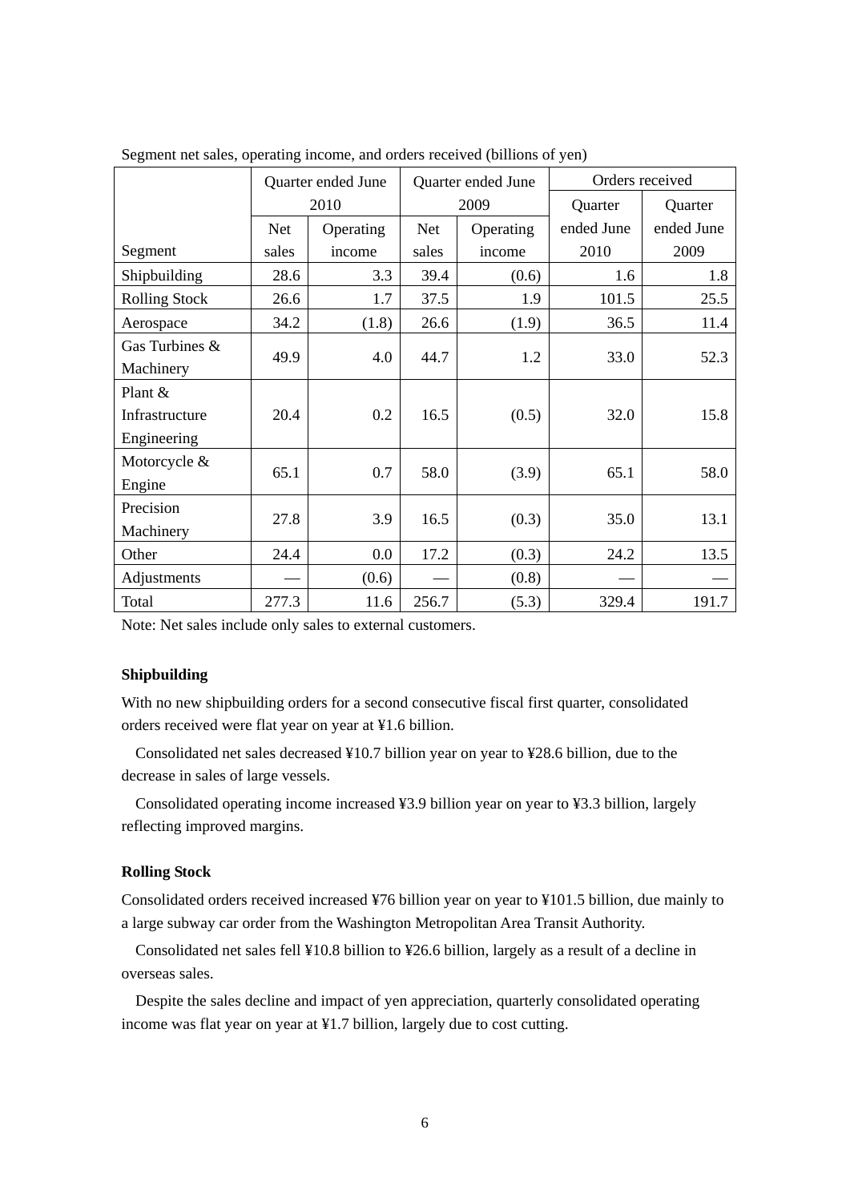Segment net sales, operating income, and orders received (billions of yen)

| Segment | Quarter ended June 2010 | | Quarter ended June 2009 | | Orders received | |
|---|---|---|---|---|---|---|
| | Net sales | Operating income | Net sales | Operating income | Quarter ended June 2010 | Quarter ended June 2009 |
| Shipbuilding | 28.6 | 3.3 | 39.4 | (0.6) | 1.6 | 1.8 |
| Rolling Stock | 26.6 | 1.7 | 37.5 | 1.9 | 101.5 | 25.5 |
| Aerospace | 34.2 | (1.8) | 26.6 | (1.9) | 36.5 | 11.4 |
| Gas Turbines & Machinery | 49.9 | 4.0 | 44.7 | 1.2 | 33.0 | 52.3 |
| Plant & Infrastructure Engineering | 20.4 | 0.2 | 16.5 | (0.5) | 32.0 | 15.8 |
| Motorcycle & Engine | 65.1 | 0.7 | 58.0 | (3.9) | 65.1 | 58.0 |
| Precision Machinery | 27.8 | 3.9 | 16.5 | (0.3) | 35.0 | 13.1 |
| Other | 24.4 | 0.0 | 17.2 | (0.3) | 24.2 | 13.5 |
| Adjustments | — | (0.6) | — | (0.8) | — | — |
| Total | 277.3 | 11.6 | 256.7 | (5.3) | 329.4 | 191.7 |

Note: Net sales include only sales to external customers.

**Shipbuilding**

With no new shipbuilding orders for a second consecutive fiscal first quarter, consolidated orders received were flat year on year at ¥1.6 billion.

Consolidated net sales decreased ¥10.7 billion year on year to ¥28.6 billion, due to the decrease in sales of large vessels.

Consolidated operating income increased ¥3.9 billion year on year to ¥3.3 billion, largely reflecting improved margins.

**Rolling Stock**

Consolidated orders received increased ¥76 billion year on year to ¥101.5 billion, due mainly to a large subway car order from the Washington Metropolitan Area Transit Authority.

Consolidated net sales fell ¥10.8 billion to ¥26.6 billion, largely as a result of a decline in overseas sales.

Despite the sales decline and impact of yen appreciation, quarterly consolidated operating income was flat year on year at ¥1.7 billion, largely due to cost cutting.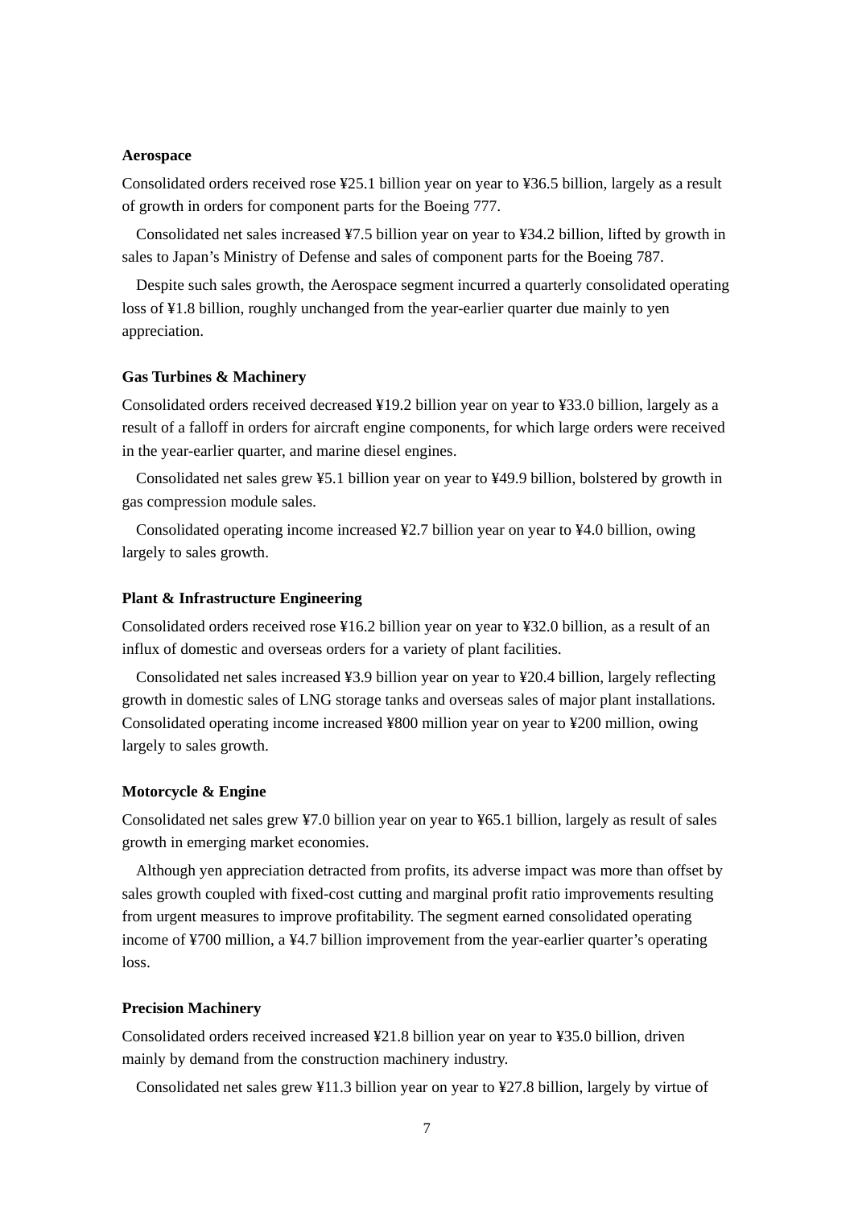**Aerospace**

Consolidated orders received rose ¥25.1 billion year on year to ¥36.5 billion, largely as a result of growth in orders for component parts for the Boeing 777.

Consolidated net sales increased ¥7.5 billion year on year to ¥34.2 billion, lifted by growth in sales to Japan's Ministry of Defense and sales of component parts for the Boeing 787.

Despite such sales growth, the Aerospace segment incurred a quarterly consolidated operating loss of ¥1.8 billion, roughly unchanged from the year-earlier quarter due mainly to yen appreciation.

**Gas Turbines & Machinery**

Consolidated orders received decreased ¥19.2 billion year on year to ¥33.0 billion, largely as a result of a falloff in orders for aircraft engine components, for which large orders were received in the year-earlier quarter, and marine diesel engines.

Consolidated net sales grew ¥5.1 billion year on year to ¥49.9 billion, bolstered by growth in gas compression module sales.

Consolidated operating income increased ¥2.7 billion year on year to ¥4.0 billion, owing largely to sales growth.

**Plant & Infrastructure Engineering**

Consolidated orders received rose ¥16.2 billion year on year to ¥32.0 billion, as a result of an influx of domestic and overseas orders for a variety of plant facilities.

Consolidated net sales increased ¥3.9 billion year on year to ¥20.4 billion, largely reflecting growth in domestic sales of LNG storage tanks and overseas sales of major plant installations. Consolidated operating income increased ¥800 million year on year to ¥200 million, owing largely to sales growth.

**Motorcycle & Engine**

Consolidated net sales grew ¥7.0 billion year on year to ¥65.1 billion, largely as result of sales growth in emerging market economies.

Although yen appreciation detracted from profits, its adverse impact was more than offset by sales growth coupled with fixed-cost cutting and marginal profit ratio improvements resulting from urgent measures to improve profitability. The segment earned consolidated operating income of ¥700 million, a ¥4.7 billion improvement from the year-earlier quarter's operating loss.

**Precision Machinery**

Consolidated orders received increased ¥21.8 billion year on year to ¥35.0 billion, driven mainly by demand from the construction machinery industry.

Consolidated net sales grew ¥11.3 billion year on year to ¥27.8 billion, largely by virtue of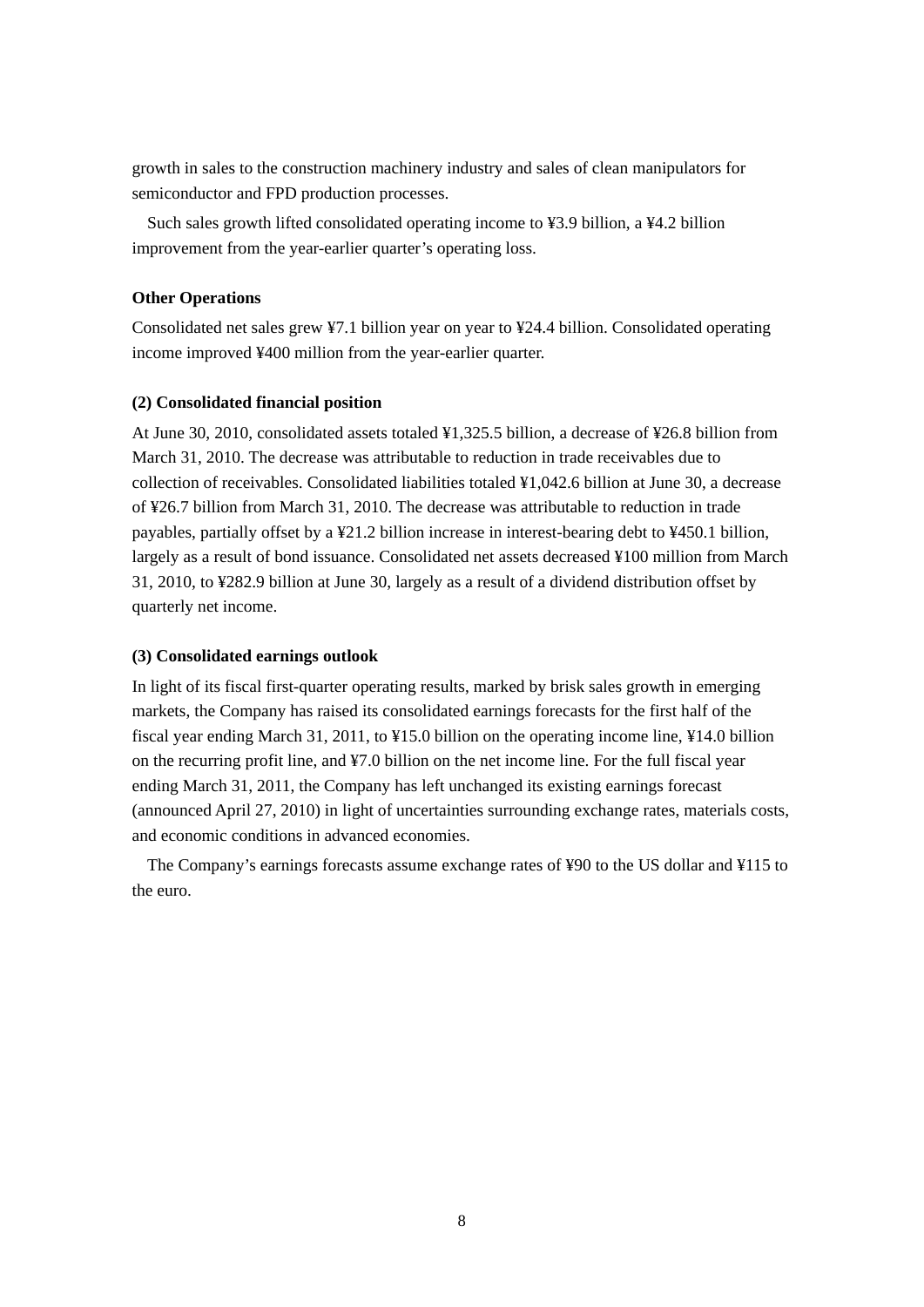growth in sales to the construction machinery industry and sales of clean manipulators for semiconductor and FPD production processes.

Such sales growth lifted consolidated operating income to ¥3.9 billion, a ¥4.2 billion improvement from the year-earlier quarter's operating loss.

**Other Operations**

Consolidated net sales grew ¥7.1 billion year on year to ¥24.4 billion. Consolidated operating income improved ¥400 million from the year-earlier quarter.

**(2) Consolidated financial position**

At June 30, 2010, consolidated assets totaled ¥1,325.5 billion, a decrease of ¥26.8 billion from March 31, 2010. The decrease was attributable to reduction in trade receivables due to collection of receivables. Consolidated liabilities totaled ¥1,042.6 billion at June 30, a decrease of ¥26.7 billion from March 31, 2010. The decrease was attributable to reduction in trade payables, partially offset by a ¥21.2 billion increase in interest-bearing debt to ¥450.1 billion, largely as a result of bond issuance. Consolidated net assets decreased ¥100 million from March 31, 2010, to ¥282.9 billion at June 30, largely as a result of a dividend distribution offset by quarterly net income.

**(3) Consolidated earnings outlook**

In light of its fiscal first-quarter operating results, marked by brisk sales growth in emerging markets, the Company has raised its consolidated earnings forecasts for the first half of the fiscal year ending March 31, 2011, to ¥15.0 billion on the operating income line, ¥14.0 billion on the recurring profit line, and ¥7.0 billion on the net income line. For the full fiscal year ending March 31, 2011, the Company has left unchanged its existing earnings forecast (announced April 27, 2010) in light of uncertainties surrounding exchange rates, materials costs, and economic conditions in advanced economies.

The Company's earnings forecasts assume exchange rates of ¥90 to the US dollar and ¥115 to the euro.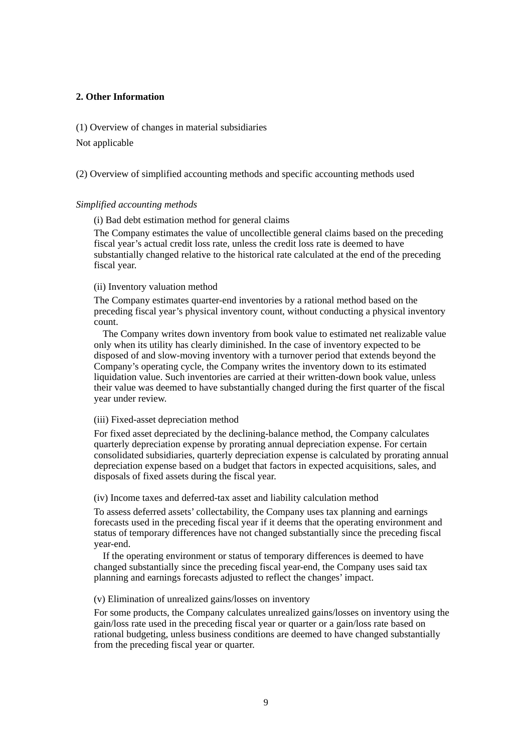## 2. Other Information

(1) Overview of changes in material subsidiaries

Not applicable

(2) Overview of simplified accounting methods and specific accounting methods used

*Simplified accounting methods*

(i) Bad debt estimation method for general claims

The Company estimates the value of uncollectible general claims based on the preceding fiscal year's actual credit loss rate, unless the credit loss rate is deemed to have substantially changed relative to the historical rate calculated at the end of the preceding fiscal year.

(ii) Inventory valuation method

The Company estimates quarter-end inventories by a rational method based on the preceding fiscal year's physical inventory count, without conducting a physical inventory count.

The Company writes down inventory from book value to estimated net realizable value only when its utility has clearly diminished. In the case of inventory expected to be disposed of and slow-moving inventory with a turnover period that extends beyond the Company's operating cycle, the Company writes the inventory down to its estimated liquidation value. Such inventories are carried at their written-down book value, unless their value was deemed to have substantially changed during the first quarter of the fiscal year under review.

(iii) Fixed-asset depreciation method

For fixed asset depreciated by the declining-balance method, the Company calculates quarterly depreciation expense by prorating annual depreciation expense. For certain consolidated subsidiaries, quarterly depreciation expense is calculated by prorating annual depreciation expense based on a budget that factors in expected acquisitions, sales, and disposals of fixed assets during the fiscal year.

(iv) Income taxes and deferred-tax asset and liability calculation method

To assess deferred assets' collectability, the Company uses tax planning and earnings forecasts used in the preceding fiscal year if it deems that the operating environment and status of temporary differences have not changed substantially since the preceding fiscal year-end.

If the operating environment or status of temporary differences is deemed to have changed substantially since the preceding fiscal year-end, the Company uses said tax planning and earnings forecasts adjusted to reflect the changes' impact.

(v) Elimination of unrealized gains/losses on inventory

For some products, the Company calculates unrealized gains/losses on inventory using the gain/loss rate used in the preceding fiscal year or quarter or a gain/loss rate based on rational budgeting, unless business conditions are deemed to have changed substantially from the preceding fiscal year or quarter.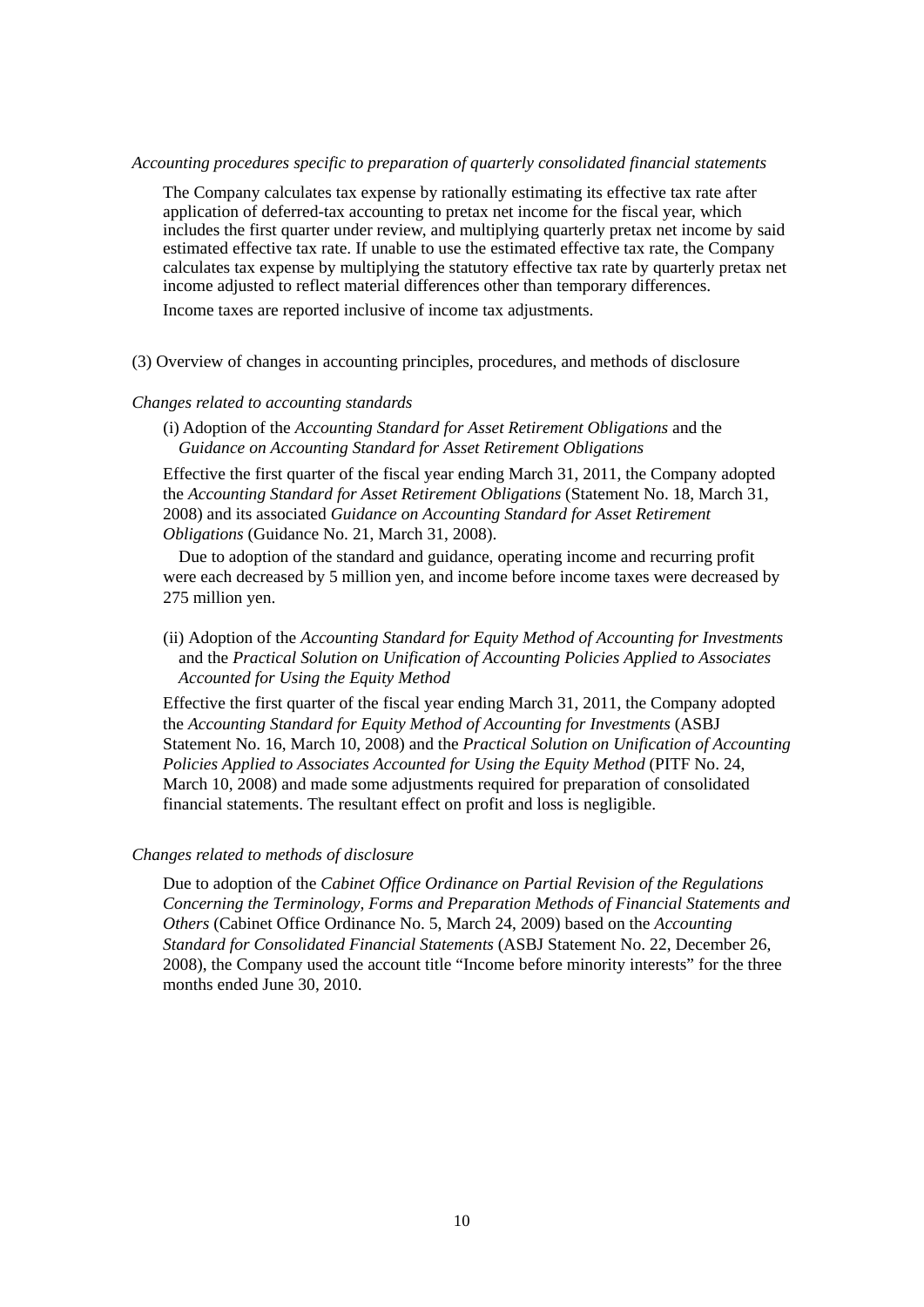*Accounting procedures specific to preparation of quarterly consolidated financial statements*

The Company calculates tax expense by rationally estimating its effective tax rate after application of deferred-tax accounting to pretax net income for the fiscal year, which includes the first quarter under review, and multiplying quarterly pretax net income by said estimated effective tax rate. If unable to use the estimated effective tax rate, the Company calculates tax expense by multiplying the statutory effective tax rate by quarterly pretax net income adjusted to reflect material differences other than temporary differences.

Income taxes are reported inclusive of income tax adjustments.

(3) Overview of changes in accounting principles, procedures, and methods of disclosure

*Changes related to accounting standards*

(i) Adoption of the *Accounting Standard for Asset Retirement Obligations* and the *Guidance on Accounting Standard for Asset Retirement Obligations*

Effective the first quarter of the fiscal year ending March 31, 2011, the Company adopted the *Accounting Standard for Asset Retirement Obligations* (Statement No. 18, March 31, 2008) and its associated *Guidance on Accounting Standard for Asset Retirement Obligations* (Guidance No. 21, March 31, 2008).

Due to adoption of the standard and guidance, operating income and recurring profit were each decreased by 5 million yen, and income before income taxes were decreased by 275 million yen.

(ii) Adoption of the *Accounting Standard for Equity Method of Accounting for Investments* and the *Practical Solution on Unification of Accounting Policies Applied to Associates Accounted for Using the Equity Method*

Effective the first quarter of the fiscal year ending March 31, 2011, the Company adopted the *Accounting Standard for Equity Method of Accounting for Investments* (ASBJ Statement No. 16, March 10, 2008) and the *Practical Solution on Unification of Accounting Policies Applied to Associates Accounted for Using the Equity Method* (PITF No. 24, March 10, 2008) and made some adjustments required for preparation of consolidated financial statements. The resultant effect on profit and loss is negligible.

*Changes related to methods of disclosure*

Due to adoption of the *Cabinet Office Ordinance on Partial Revision of the Regulations Concerning the Terminology, Forms and Preparation Methods of Financial Statements and Others* (Cabinet Office Ordinance No. 5, March 24, 2009) based on the *Accounting Standard for Consolidated Financial Statements* (ASBJ Statement No. 22, December 26, 2008), the Company used the account title "Income before minority interests" for the three months ended June 30, 2010.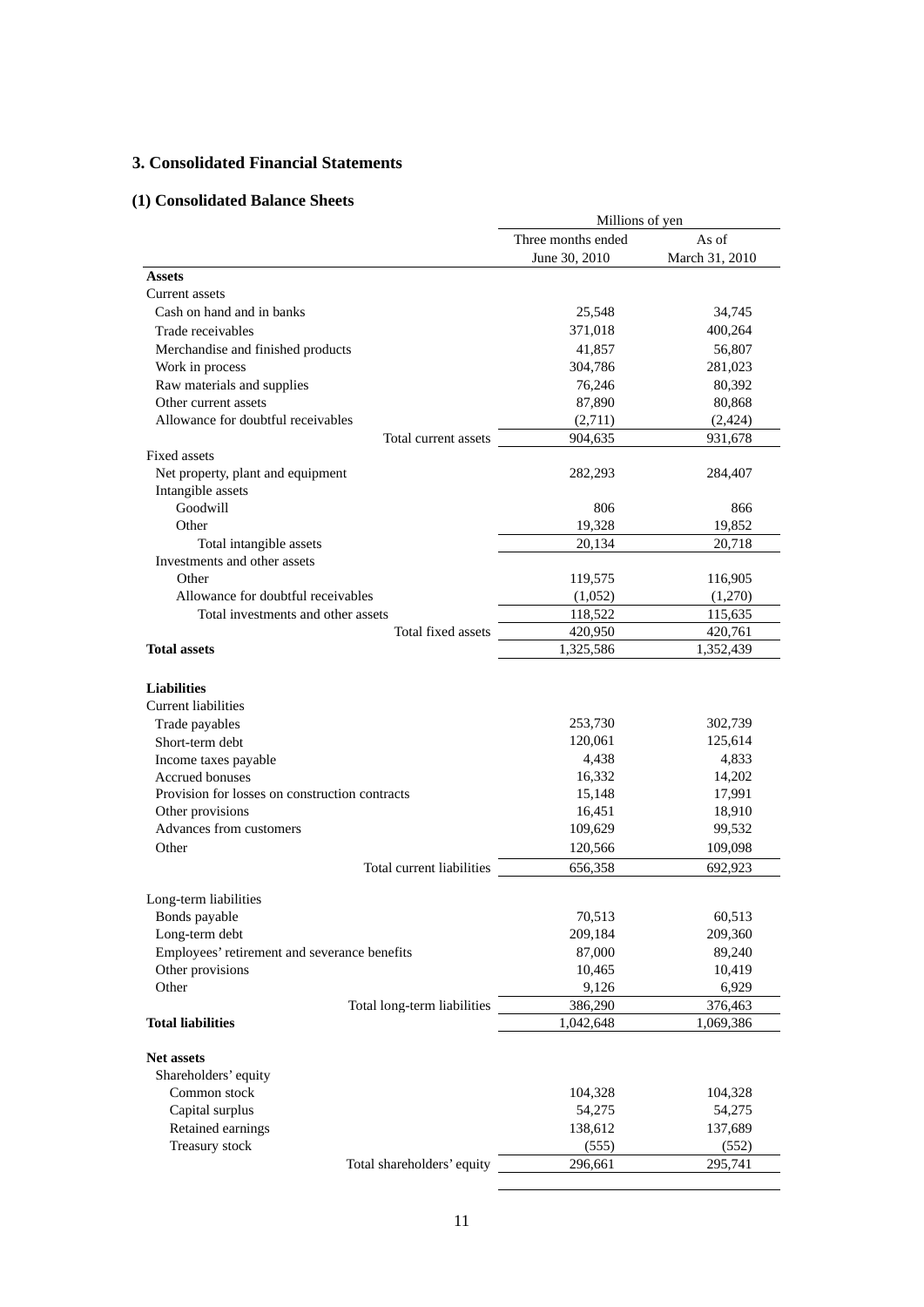## 3. Consolidated Financial Statements

### (1) Consolidated Balance Sheets

| | Millions of yen | |
|---|---|---|
| | Three months ended June 30, 2010 | As of March 31, 2010 |
| **Assets** | | |
| Current assets | | |
| Cash on hand and in banks | 25,548 | 34,745 |
| Trade receivables | 371,018 | 400,264 |
| Merchandise and finished products | 41,857 | 56,807 |
| Work in process | 304,786 | 281,023 |
| Raw materials and supplies | 76,246 | 80,392 |
| Other current assets | 87,890 | 80,868 |
| Allowance for doubtful receivables | (2,711) | (2,424) |
| Total current assets | 904,635 | 931,678 |
| Fixed assets | | |
| Net property, plant and equipment | 282,293 | 284,407 |
| Intangible assets | | |
| Goodwill | 806 | 866 |
| Other | 19,328 | 19,852 |
| Total intangible assets | 20,134 | 20,718 |
| Investments and other assets | | |
| Other | 119,575 | 116,905 |
| Allowance for doubtful receivables | (1,052) | (1,270) |
| Total investments and other assets | 118,522 | 115,635 |
| Total fixed assets | 420,950 | 420,761 |
| **Total assets** | 1,325,586 | 1,352,439 |
| | | |
| **Liabilities** | | |
| Current liabilities | | |
| Trade payables | 253,730 | 302,739 |
| Short-term debt | 120,061 | 125,614 |
| Income taxes payable | 4,438 | 4,833 |
| Accrued bonuses | 16,332 | 14,202 |
| Provision for losses on construction contracts | 15,148 | 17,991 |
| Other provisions | 16,451 | 18,910 |
| Advances from customers | 109,629 | 99,532 |
| Other | 120,566 | 109,098 |
| Total current liabilities | 656,358 | 692,923 |
| | | |
| Long-term liabilities | | |
| Bonds payable | 70,513 | 60,513 |
| Long-term debt | 209,184 | 209,360 |
| Employees' retirement and severance benefits | 87,000 | 89,240 |
| Other provisions | 10,465 | 10,419 |
| Other | 9,126 | 6,929 |
| Total long-term liabilities | 386,290 | 376,463 |
| **Total liabilities** | 1,042,648 | 1,069,386 |
| | | |
| **Net assets** | | |
| Shareholders' equity | | |
| Common stock | 104,328 | 104,328 |
| Capital surplus | 54,275 | 54,275 |
| Retained earnings | 138,612 | 137,689 |
| Treasury stock | (555) | (552) |
| Total shareholders' equity | 296,661 | 295,741 |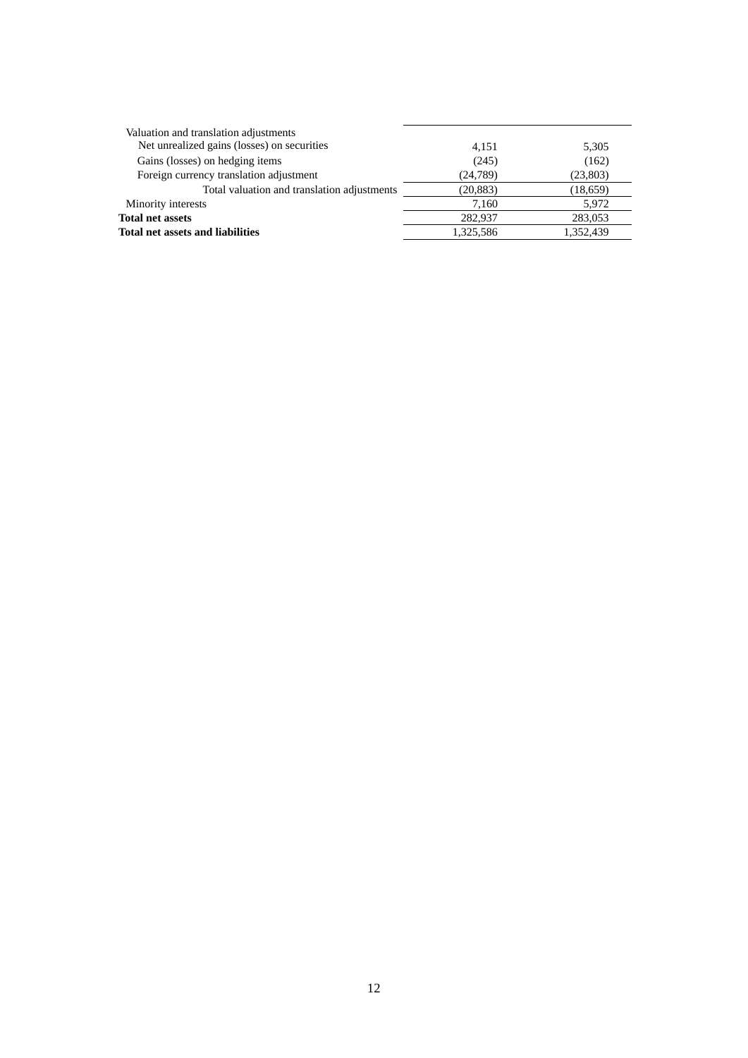| | | |
|---|---|---|
| Valuation and translation adjustments | | |
| Net unrealized gains (losses) on securities | 4,151 | 5,305 |
| Gains (losses) on hedging items | (245) | (162) |
| Foreign currency translation adjustment | (24,789) | (23,803) |
| Total valuation and translation adjustments | (20,883) | (18,659) |
| Minority interests | 7,160 | 5,972 |
| **Total net assets** | 282,937 | 283,053 |
| **Total net assets and liabilities** | 1,325,586 | 1,352,439 |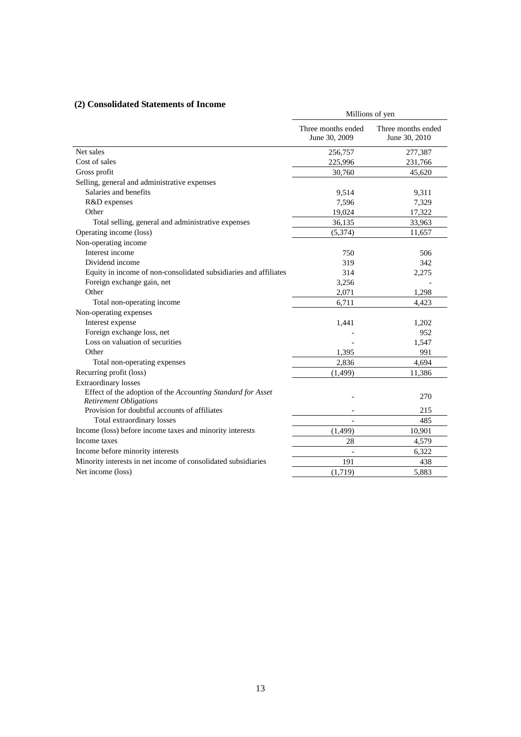## (2) Consolidated Statements of Income

| | Millions of yen | |
|---|---|---|
| | Three months ended June 30, 2009 | Three months ended June 30, 2010 |
| Net sales | 256,757 | 277,387 |
| Cost of sales | 225,996 | 231,766 |
| Gross profit | 30,760 | 45,620 |
| Selling, general and administrative expenses | | |
| Salaries and benefits | 9,514 | 9,311 |
| R&D expenses | 7,596 | 7,329 |
| Other | 19,024 | 17,322 |
| Total selling, general and administrative expenses | 36,135 | 33,963 |
| Operating income (loss) | (5,374) | 11,657 |
| Non-operating income | | |
| Interest income | 750 | 506 |
| Dividend income | 319 | 342 |
| Equity in income of non-consolidated subsidiaries and affiliates | 314 | 2,275 |
| Foreign exchange gain, net | 3,256 | - |
| Other | 2,071 | 1,298 |
| Total non-operating income | 6,711 | 4,423 |
| Non-operating expenses | | |
| Interest expense | 1,441 | 1,202 |
| Foreign exchange loss, net | - | 952 |
| Loss on valuation of securities | - | 1,547 |
| Other | 1,395 | 991 |
| Total non-operating expenses | 2,836 | 4,694 |
| Recurring profit (loss) | (1,499) | 11,386 |
| Extraordinary losses | | |
| Effect of the adoption of the *Accounting Standard for Asset Retirement Obligations* | - | 270 |
| Provision for doubtful accounts of affiliates | - | 215 |
| Total extraordinary losses | - | 485 |
| Income (loss) before income taxes and minority interests | (1,499) | 10,901 |
| Income taxes | 28 | 4,579 |
| Income before minority interests | - | 6,322 |
| Minority interests in net income of consolidated subsidiaries | 191 | 438 |
| Net income (loss) | (1,719) | 5,883 |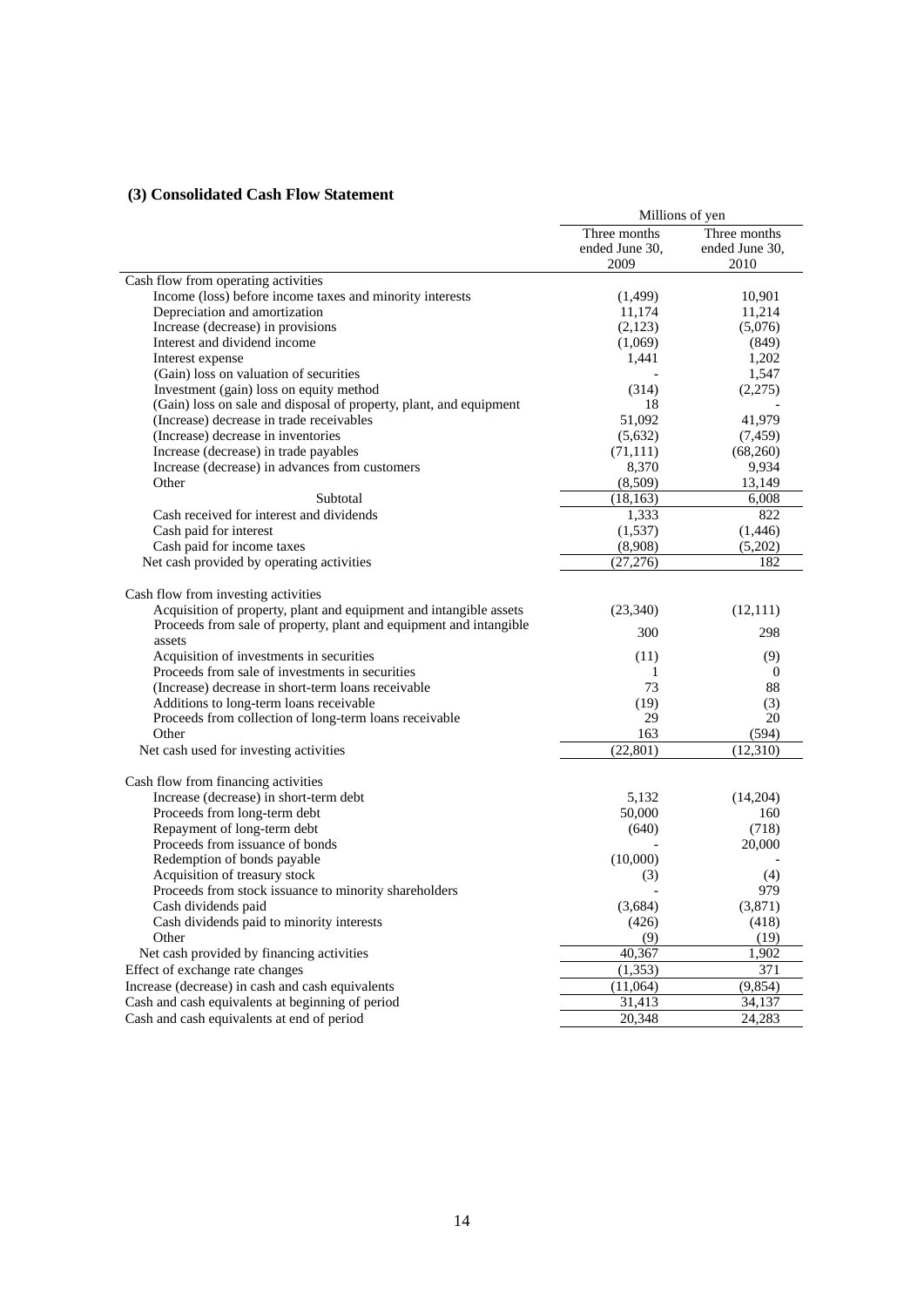### (3) Consolidated Cash Flow Statement

| | Millions of yen | |
|---|---|---|
| | Three months ended June 30, 2009 | Three months ended June 30, 2010 |
| Cash flow from operating activities | | |
| Income (loss) before income taxes and minority interests | (1,499) | 10,901 |
| Depreciation and amortization | 11,174 | 11,214 |
| Increase (decrease) in provisions | (2,123) | (5,076) |
| Interest and dividend income | (1,069) | (849) |
| Interest expense | 1,441 | 1,202 |
| (Gain) loss on valuation of securities | - | 1,547 |
| Investment (gain) loss on equity method | (314) | (2,275) |
| (Gain) loss on sale and disposal of property, plant, and equipment | 18 | - |
| (Increase) decrease in trade receivables | 51,092 | 41,979 |
| (Increase) decrease in inventories | (5,632) | (7,459) |
| Increase (decrease) in trade payables | (71,111) | (68,260) |
| Increase (decrease) in advances from customers | 8,370 | 9,934 |
| Other | (8,509) | 13,149 |
| Subtotal | (18,163) | 6,008 |
| Cash received for interest and dividends | 1,333 | 822 |
| Cash paid for interest | (1,537) | (1,446) |
| Cash paid for income taxes | (8,908) | (5,202) |
| Net cash provided by operating activities | (27,276) | 182 |
| Cash flow from investing activities | | |
| Acquisition of property, plant and equipment and intangible assets | (23,340) | (12,111) |
| Proceeds from sale of property, plant and equipment and intangible assets | 300 | 298 |
| Acquisition of investments in securities | (11) | (9) |
| Proceeds from sale of investments in securities | 1 | 0 |
| (Increase) decrease in short-term loans receivable | 73 | 88 |
| Additions to long-term loans receivable | (19) | (3) |
| Proceeds from collection of long-term loans receivable | 29 | 20 |
| Other | 163 | (594) |
| Net cash used for investing activities | (22,801) | (12,310) |
| Cash flow from financing activities | | |
| Increase (decrease) in short-term debt | 5,132 | (14,204) |
| Proceeds from long-term debt | 50,000 | 160 |
| Repayment of long-term debt | (640) | (718) |
| Proceeds from issuance of bonds | - | 20,000 |
| Redemption of bonds payable | (10,000) | - |
| Acquisition of treasury stock | (3) | (4) |
| Proceeds from stock issuance to minority shareholders | - | 979 |
| Cash dividends paid | (3,684) | (3,871) |
| Cash dividends paid to minority interests | (426) | (418) |
| Other | (9) | (19) |
| Net cash provided by financing activities | 40,367 | 1,902 |
| Effect of exchange rate changes | (1,353) | 371 |
| Increase (decrease) in cash and cash equivalents | (11,064) | (9,854) |
| Cash and cash equivalents at beginning of period | 31,413 | 34,137 |
| Cash and cash equivalents at end of period | 20,348 | 24,283 |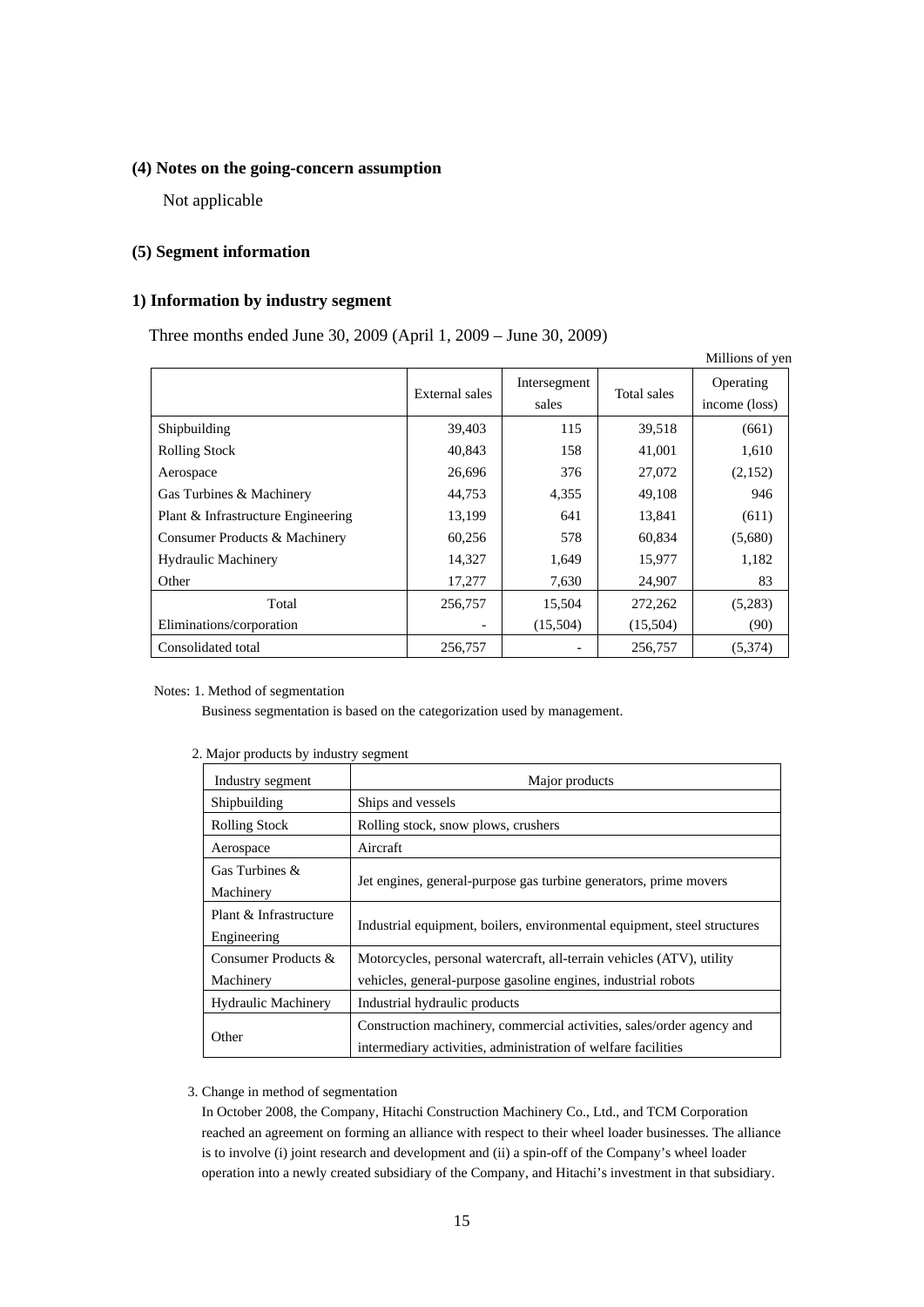### (4) Notes on the going-concern assumption

Not applicable

### (5) Segment information

#### 1) Information by industry segment

Three months ended June 30, 2009 (April 1, 2009 – June 30, 2009)

Millions of yen

| | External sales | Intersegment sales | Total sales | Operating income (loss) |
|---|---|---|---|---|
| Shipbuilding | 39,403 | 115 | 39,518 | (661) |
| Rolling Stock | 40,843 | 158 | 41,001 | 1,610 |
| Aerospace | 26,696 | 376 | 27,072 | (2,152) |
| Gas Turbines & Machinery | 44,753 | 4,355 | 49,108 | 946 |
| Plant & Infrastructure Engineering | 13,199 | 641 | 13,841 | (611) |
| Consumer Products & Machinery | 60,256 | 578 | 60,834 | (5,680) |
| Hydraulic Machinery | 14,327 | 1,649 | 15,977 | 1,182 |
| Other | 17,277 | 7,630 | 24,907 | 83 |
| Total | 256,757 | 15,504 | 272,262 | (5,283) |
| Eliminations/corporation | - | (15,504) | (15,504) | (90) |
| Consolidated total | 256,757 | - | 256,757 | (5,374) |

Notes: 1. Method of segmentation

Business segmentation is based on the categorization used by management.

2. Major products by industry segment

| Industry segment | Major products |
|---|---|
| Shipbuilding | Ships and vessels |
| Rolling Stock | Rolling stock, snow plows, crushers |
| Aerospace | Aircraft |
| Gas Turbines & Machinery | Jet engines, general-purpose gas turbine generators, prime movers |
| Plant & Infrastructure Engineering | Industrial equipment, boilers, environmental equipment, steel structures |
| Consumer Products & Machinery | Motorcycles, personal watercraft, all-terrain vehicles (ATV), utility vehicles, general-purpose gasoline engines, industrial robots |
| Hydraulic Machinery | Industrial hydraulic products |
| Other | Construction machinery, commercial activities, sales/order agency and intermediary activities, administration of welfare facilities |

3. Change in method of segmentation

In October 2008, the Company, Hitachi Construction Machinery Co., Ltd., and TCM Corporation reached an agreement on forming an alliance with respect to their wheel loader businesses. The alliance is to involve (i) joint research and development and (ii) a spin-off of the Company's wheel loader operation into a newly created subsidiary of the Company, and Hitachi's investment in that subsidiary.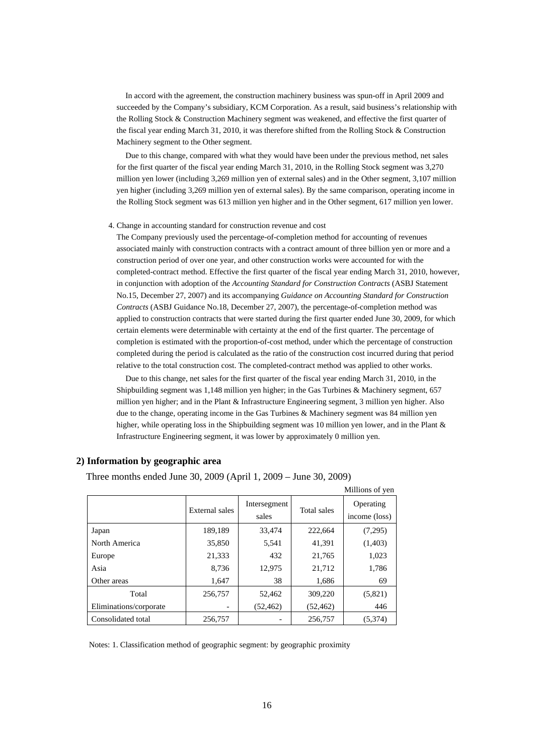In accord with the agreement, the construction machinery business was spun-off in April 2009 and succeeded by the Company's subsidiary, KCM Corporation. As a result, said business's relationship with the Rolling Stock & Construction Machinery segment was weakened, and effective the first quarter of the fiscal year ending March 31, 2010, it was therefore shifted from the Rolling Stock & Construction Machinery segment to the Other segment.

Due to this change, compared with what they would have been under the previous method, net sales for the first quarter of the fiscal year ending March 31, 2010, in the Rolling Stock segment was 3,270 million yen lower (including 3,269 million yen of external sales) and in the Other segment, 3,107 million yen higher (including 3,269 million yen of external sales). By the same comparison, operating income in the Rolling Stock segment was 613 million yen higher and in the Other segment, 617 million yen lower.

4. Change in accounting standard for construction revenue and cost

The Company previously used the percentage-of-completion method for accounting of revenues associated mainly with construction contracts with a contract amount of three billion yen or more and a construction period of over one year, and other construction works were accounted for with the completed-contract method. Effective the first quarter of the fiscal year ending March 31, 2010, however, in conjunction with adoption of the *Accounting Standard for Construction Contracts* (ASBJ Statement No.15, December 27, 2007) and its accompanying *Guidance on Accounting Standard for Construction Contracts* (ASBJ Guidance No.18, December 27, 2007), the percentage-of-completion method was applied to construction contracts that were started during the first quarter ended June 30, 2009, for which certain elements were determinable with certainty at the end of the first quarter. The percentage of completion is estimated with the proportion-of-cost method, under which the percentage of construction completed during the period is calculated as the ratio of the construction cost incurred during that period relative to the total construction cost. The completed-contract method was applied to other works.

Due to this change, net sales for the first quarter of the fiscal year ending March 31, 2010, in the Shipbuilding segment was 1,148 million yen higher; in the Gas Turbines & Machinery segment, 657 million yen higher; and in the Plant & Infrastructure Engineering segment, 3 million yen higher. Also due to the change, operating income in the Gas Turbines & Machinery segment was 84 million yen higher, while operating loss in the Shipbuilding segment was 10 million yen lower, and in the Plant & Infrastructure Engineering segment, it was lower by approximately 0 million yen.

## 2) Information by geographic area

Three months ended June 30, 2009 (April 1, 2009 – June 30, 2009)

Millions of yen

| | External sales | Intersegment sales | Total sales | Operating income (loss) |
|---|---|---|---|---|
| Japan | 189,189 | 33,474 | 222,664 | (7,295) |
| North America | 35,850 | 5,541 | 41,391 | (1,403) |
| Europe | 21,333 | 432 | 21,765 | 1,023 |
| Asia | 8,736 | 12,975 | 21,712 | 1,786 |
| Other areas | 1,647 | 38 | 1,686 | 69 |
| Total | 256,757 | 52,462 | 309,220 | (5,821) |
| Eliminations/corporate | - | (52,462) | (52,462) | 446 |
| Consolidated total | 256,757 | - | 256,757 | (5,374) |

Notes: 1. Classification method of geographic segment: by geographic proximity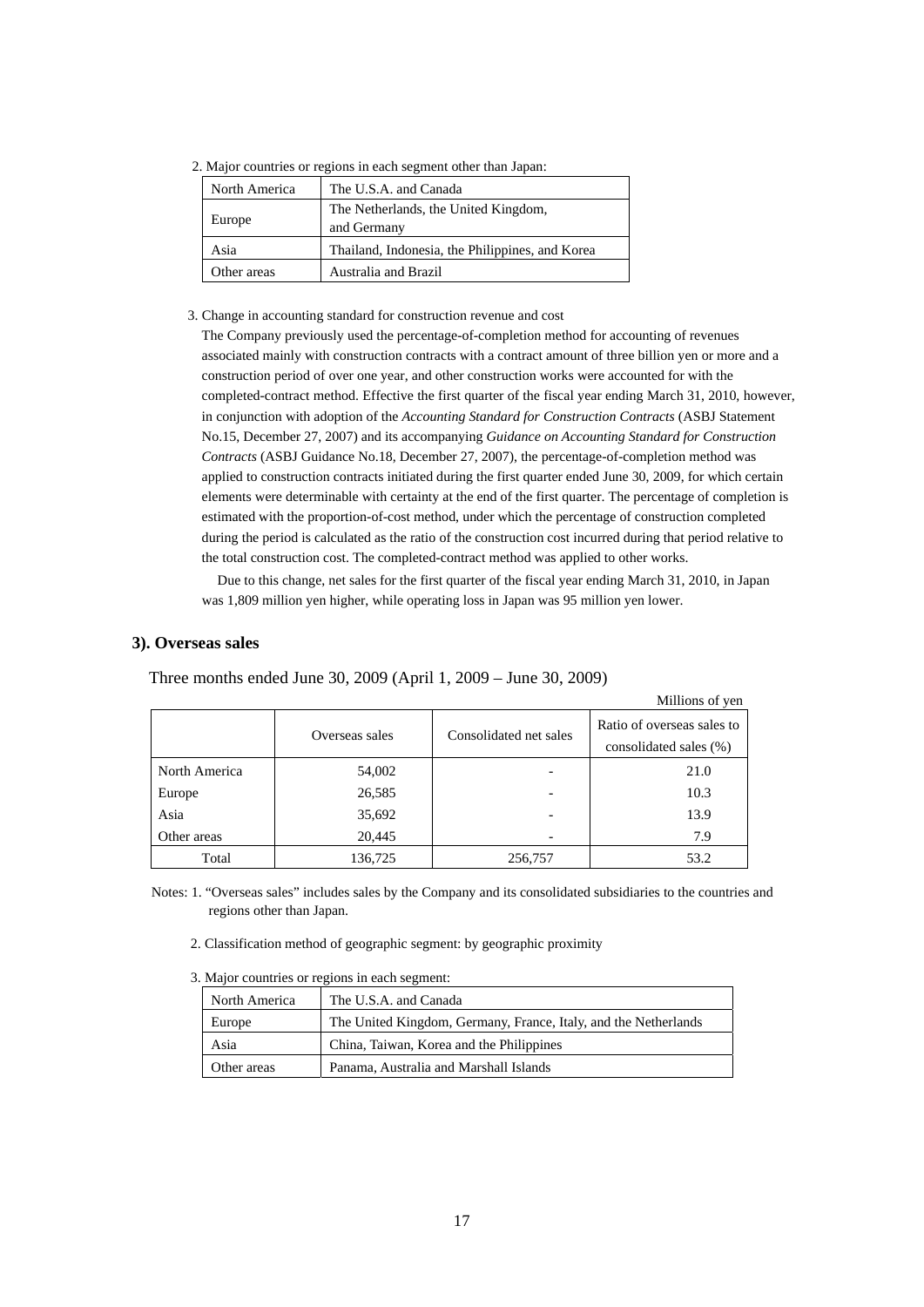2. Major countries or regions in each segment other than Japan:

| North America | The U.S.A. and Canada |
|---|---|
| Europe | The Netherlands, the United Kingdom, and Germany |
| Asia | Thailand, Indonesia, the Philippines, and Korea |
| Other areas | Australia and Brazil |

3. Change in accounting standard for construction revenue and cost

The Company previously used the percentage-of-completion method for accounting of revenues associated mainly with construction contracts with a contract amount of three billion yen or more and a construction period of over one year, and other construction works were accounted for with the completed-contract method. Effective the first quarter of the fiscal year ending March 31, 2010, however, in conjunction with adoption of the *Accounting Standard for Construction Contracts* (ASBJ Statement No.15, December 27, 2007) and its accompanying *Guidance on Accounting Standard for Construction Contracts* (ASBJ Guidance No.18, December 27, 2007), the percentage-of-completion method was applied to construction contracts initiated during the first quarter ended June 30, 2009, for which certain elements were determinable with certainty at the end of the first quarter. The percentage of completion is estimated with the proportion-of-cost method, under which the percentage of construction completed during the period is calculated as the ratio of the construction cost incurred during that period relative to the total construction cost. The completed-contract method was applied to other works.

Due to this change, net sales for the first quarter of the fiscal year ending March 31, 2010, in Japan was 1,809 million yen higher, while operating loss in Japan was 95 million yen lower.

### 3). Overseas sales

Three months ended June 30, 2009 (April 1, 2009 – June 30, 2009)

Millions of yen

| | Overseas sales | Consolidated net sales | Ratio of overseas sales to consolidated sales (%) |
|---|---|---|---|
| North America | 54,002 | - | 21.0 |
| Europe | 26,585 | - | 10.3 |
| Asia | 35,692 | - | 13.9 |
| Other areas | 20,445 | - | 7.9 |
| Total | 136,725 | 256,757 | 53.2 |

Notes: 1. "Overseas sales" includes sales by the Company and its consolidated subsidiaries to the countries and regions other than Japan.

2. Classification method of geographic segment: by geographic proximity

3. Major countries or regions in each segment:

| North America | The U.S.A. and Canada |
|---|---|
| Europe | The United Kingdom, Germany, France, Italy, and the Netherlands |
| Asia | China, Taiwan, Korea and the Philippines |
| Other areas | Panama, Australia and Marshall Islands |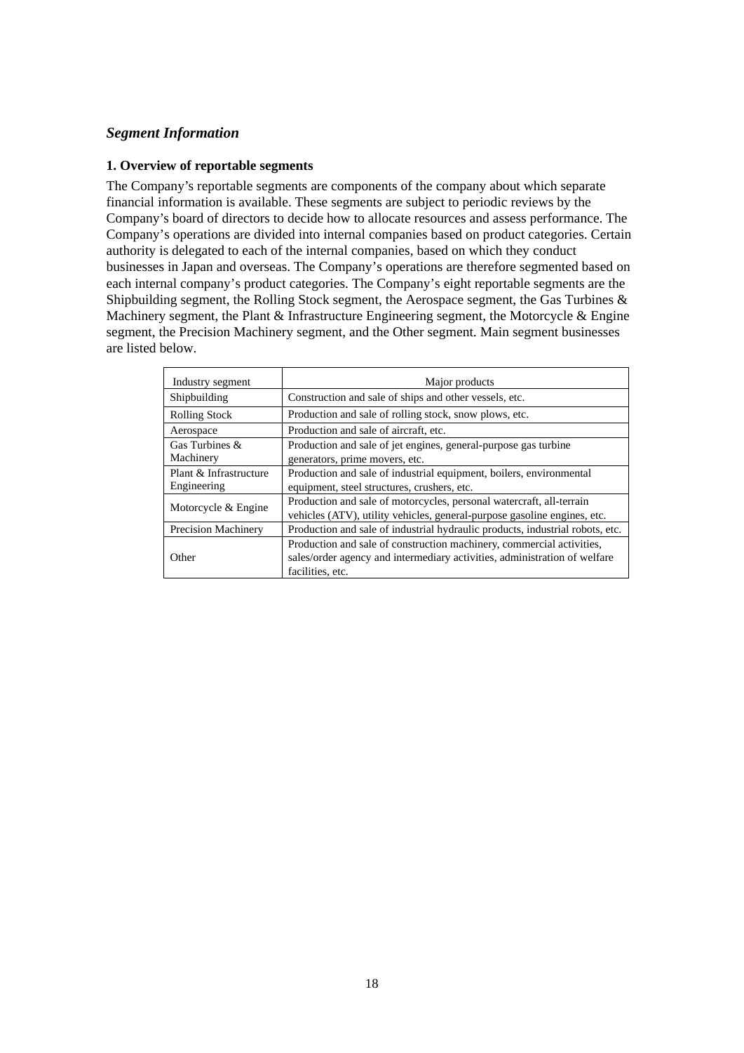## *Segment Information*

### 1. Overview of reportable segments

The Company's reportable segments are components of the company about which separate financial information is available. These segments are subject to periodic reviews by the Company's board of directors to decide how to allocate resources and assess performance. The Company's operations are divided into internal companies based on product categories. Certain authority is delegated to each of the internal companies, based on which they conduct businesses in Japan and overseas. The Company's operations are therefore segmented based on each internal company's product categories. The Company's eight reportable segments are the Shipbuilding segment, the Rolling Stock segment, the Aerospace segment, the Gas Turbines & Machinery segment, the Plant & Infrastructure Engineering segment, the Motorcycle & Engine segment, the Precision Machinery segment, and the Other segment. Main segment businesses are listed below.

| Industry segment | Major products |
|---|---|
| Shipbuilding | Construction and sale of ships and other vessels, etc. |
| Rolling Stock | Production and sale of rolling stock, snow plows, etc. |
| Aerospace | Production and sale of aircraft, etc. |
| Gas Turbines & Machinery | Production and sale of jet engines, general-purpose gas turbine generators, prime movers, etc. |
| Plant & Infrastructure Engineering | Production and sale of industrial equipment, boilers, environmental equipment, steel structures, crushers, etc. |
| Motorcycle & Engine | Production and sale of motorcycles, personal watercraft, all-terrain vehicles (ATV), utility vehicles, general-purpose gasoline engines, etc. |
| Precision Machinery | Production and sale of industrial hydraulic products, industrial robots, etc. |
| Other | Production and sale of construction machinery, commercial activities, sales/order agency and intermediary activities, administration of welfare facilities, etc. |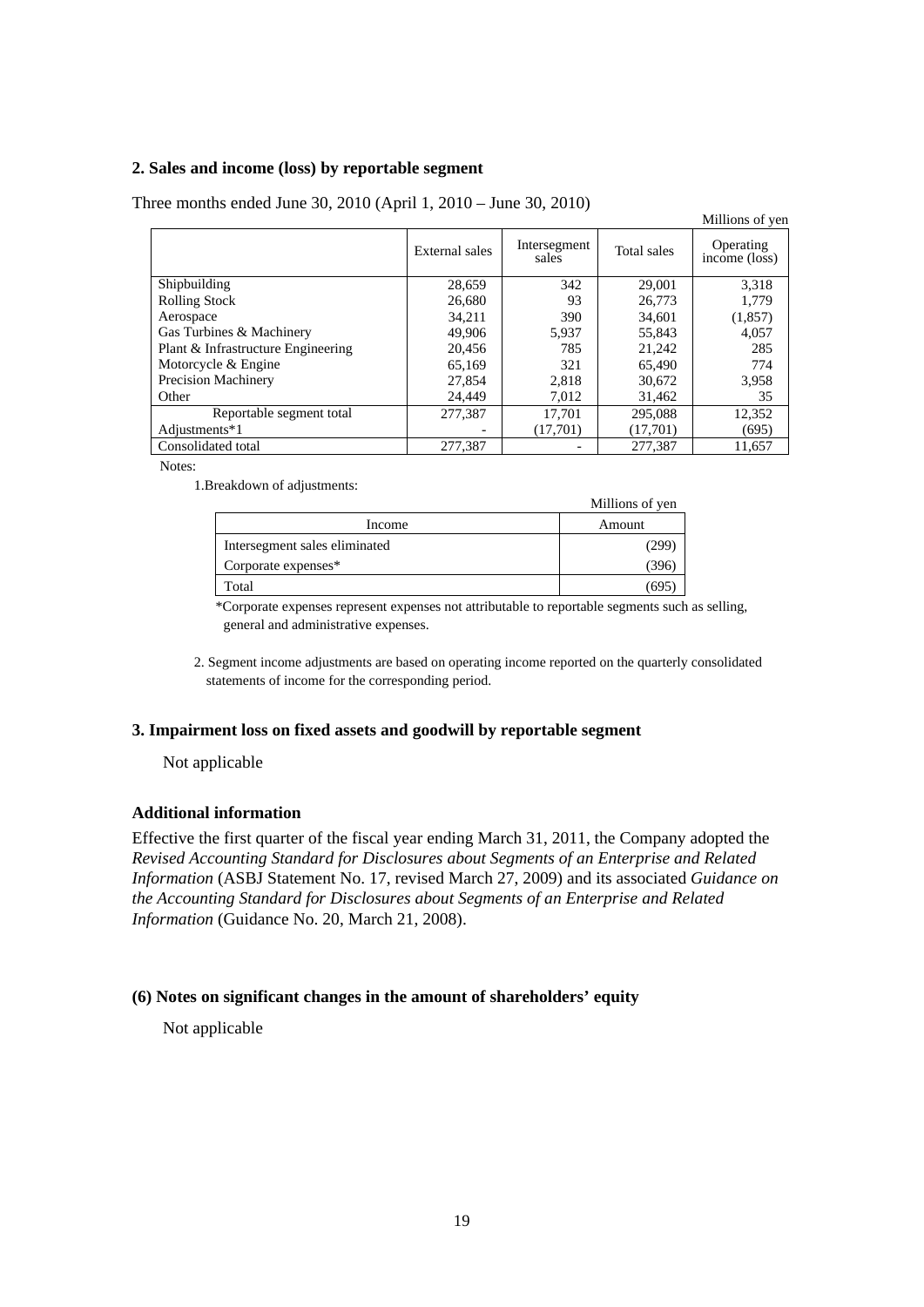### 2. Sales and income (loss) by reportable segment

Three months ended June 30, 2010 (April 1, 2010 – June 30, 2010)

Millions of yen

| | External sales | Intersegment sales | Total sales | Operating income (loss) |
|---|---|---|---|---|
| Shipbuilding | 28,659 | 342 | 29,001 | 3,318 |
| Rolling Stock | 26,680 | 93 | 26,773 | 1,779 |
| Aerospace | 34,211 | 390 | 34,601 | (1,857) |
| Gas Turbines & Machinery | 49,906 | 5,937 | 55,843 | 4,057 |
| Plant & Infrastructure Engineering | 20,456 | 785 | 21,242 | 285 |
| Motorcycle & Engine | 65,169 | 321 | 65,490 | 774 |
| Precision Machinery | 27,854 | 2,818 | 30,672 | 3,958 |
| Other | 24,449 | 7,012 | 31,462 | 35 |
| Reportable segment total | 277,387 | 17,701 | 295,088 | 12,352 |
| Adjustments*1 | - | (17,701) | (17,701) | (695) |
| Consolidated total | 277,387 | - | 277,387 | 11,657 |

Notes:

1.Breakdown of adjustments:

Millions of yen

| Income | Amount |
|---|---|
| Intersegment sales eliminated | (299) |
| Corporate expenses* | (396) |
| Total | (695) |

*Corporate expenses represent expenses not attributable to reportable segments such as selling, general and administrative expenses.

2. Segment income adjustments are based on operating income reported on the quarterly consolidated statements of income for the corresponding period.

### 3. Impairment loss on fixed assets and goodwill by reportable segment

Not applicable

### Additional information

Effective the first quarter of the fiscal year ending March 31, 2011, the Company adopted the *Revised Accounting Standard for Disclosures about Segments of an Enterprise and Related Information* (ASBJ Statement No. 17, revised March 27, 2009) and its associated *Guidance on the Accounting Standard for Disclosures about Segments of an Enterprise and Related Information* (Guidance No. 20, March 21, 2008).

### (6) Notes on significant changes in the amount of shareholders' equity

Not applicable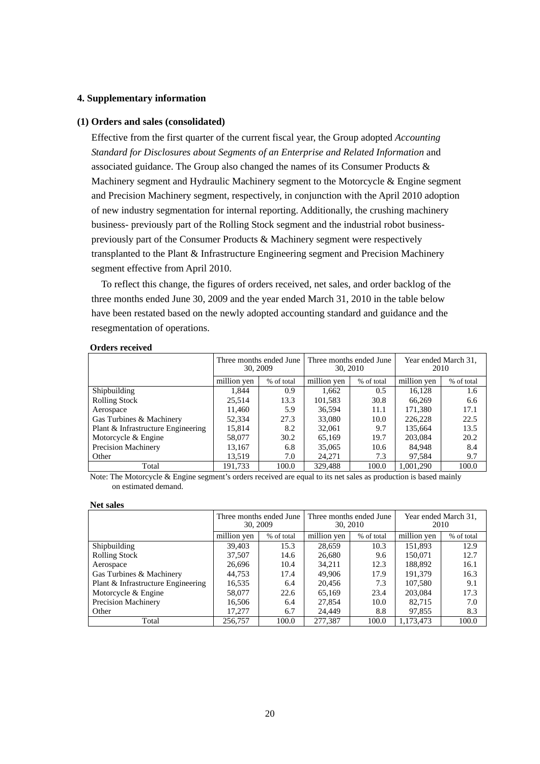## 4. Supplementary information

### (1) Orders and sales (consolidated)

Effective from the first quarter of the current fiscal year, the Group adopted *Accounting Standard for Disclosures about Segments of an Enterprise and Related Information* and associated guidance. The Group also changed the names of its Consumer Products & Machinery segment and Hydraulic Machinery segment to the Motorcycle & Engine segment and Precision Machinery segment, respectively, in conjunction with the April 2010 adoption of new industry segmentation for internal reporting. Additionally, the crushing machinery business- previously part of the Rolling Stock segment and the industrial robot business- previously part of the Consumer Products & Machinery segment were respectively transplanted to the Plant & Infrastructure Engineering segment and Precision Machinery segment effective from April 2010.

To reflect this change, the figures of orders received, net sales, and order backlog of the three months ended June 30, 2009 and the year ended March 31, 2010 in the table below have been restated based on the newly adopted accounting standard and guidance and the resegmentation of operations.

**Orders received**

| | Three months ended June 30, 2009 | | Three months ended June 30, 2010 | | Year ended March 31, 2010 | |
|---|---|---|---|---|---|---|
| | million yen | % of total | million yen | % of total | million yen | % of total |
| Shipbuilding | 1,844 | 0.9 | 1,662 | 0.5 | 16,128 | 1.6 |
| Rolling Stock | 25,514 | 13.3 | 101,583 | 30.8 | 66,269 | 6.6 |
| Aerospace | 11,460 | 5.9 | 36,594 | 11.1 | 171,380 | 17.1 |
| Gas Turbines & Machinery | 52,334 | 27.3 | 33,080 | 10.0 | 226,228 | 22.5 |
| Plant & Infrastructure Engineering | 15,814 | 8.2 | 32,061 | 9.7 | 135,664 | 13.5 |
| Motorcycle & Engine | 58,077 | 30.2 | 65,169 | 19.7 | 203,084 | 20.2 |
| Precision Machinery | 13,167 | 6.8 | 35,065 | 10.6 | 84,948 | 8.4 |
| Other | 13,519 | 7.0 | 24,271 | 7.3 | 97,584 | 9.7 |
| Total | 191,733 | 100.0 | 329,488 | 100.0 | 1,001,290 | 100.0 |

Note: The Motorcycle & Engine segment's orders received are equal to its net sales as production is based mainly on estimated demand.

**Net sales**

| | Three months ended June 30, 2009 | | Three months ended June 30, 2010 | | Year ended March 31, 2010 | |
|---|---|---|---|---|---|---|
| | million yen | % of total | million yen | % of total | million yen | % of total |
| Shipbuilding | 39,403 | 15.3 | 28,659 | 10.3 | 151,893 | 12.9 |
| Rolling Stock | 37,507 | 14.6 | 26,680 | 9.6 | 150,071 | 12.7 |
| Aerospace | 26,696 | 10.4 | 34,211 | 12.3 | 188,892 | 16.1 |
| Gas Turbines & Machinery | 44,753 | 17.4 | 49,906 | 17.9 | 191,379 | 16.3 |
| Plant & Infrastructure Engineering | 16,535 | 6.4 | 20,456 | 7.3 | 107,580 | 9.1 |
| Motorcycle & Engine | 58,077 | 22.6 | 65,169 | 23.4 | 203,084 | 17.3 |
| Precision Machinery | 16,506 | 6.4 | 27,854 | 10.0 | 82,715 | 7.0 |
| Other | 17,277 | 6.7 | 24,449 | 8.8 | 97,855 | 8.3 |
| Total | 256,757 | 100.0 | 277,387 | 100.0 | 1,173,473 | 100.0 |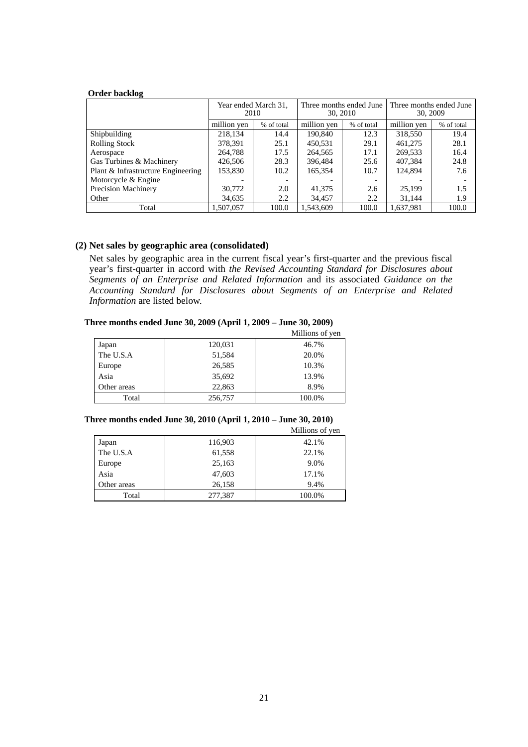**Order backlog**

| | Year ended March 31, 2010 | | Three months ended June 30, 2010 | | Three months ended June 30, 2009 | |
|---|---|---|---|---|---|---|
| | million yen | % of total | million yen | % of total | million yen | % of total |
| Shipbuilding | 218,134 | 14.4 | 190,840 | 12.3 | 318,550 | 19.4 |
| Rolling Stock | 378,391 | 25.1 | 450,531 | 29.1 | 461,275 | 28.1 |
| Aerospace | 264,788 | 17.5 | 264,565 | 17.1 | 269,533 | 16.4 |
| Gas Turbines & Machinery | 426,506 | 28.3 | 396,484 | 25.6 | 407,384 | 24.8 |
| Plant & Infrastructure Engineering | 153,830 | 10.2 | 165,354 | 10.7 | 124,894 | 7.6 |
| Motorcycle & Engine | - | - | - | - | - | - |
| Precision Machinery | 30,772 | 2.0 | 41,375 | 2.6 | 25,199 | 1.5 |
| Other | 34,635 | 2.2 | 34,457 | 2.2 | 31,144 | 1.9 |
| Total | 1,507,057 | 100.0 | 1,543,609 | 100.0 | 1,637,981 | 100.0 |

### (2) Net sales by geographic area (consolidated)

Net sales by geographic area in the current fiscal year's first-quarter and the previous fiscal year's first-quarter in accord with *the Revised Accounting Standard for Disclosures about Segments of an Enterprise and Related Information* and its associated *Guidance on the Accounting Standard for Disclosures about Segments of an Enterprise and Related Information* are listed below.

**Three months ended June 30, 2009 (April 1, 2009 – June 30, 2009)**

Millions of yen

| | | |
|---|---|---|
| Japan | 120,031 | 46.7% |
| The U.S.A | 51,584 | 20.0% |
| Europe | 26,585 | 10.3% |
| Asia | 35,692 | 13.9% |
| Other areas | 22,863 | 8.9% |
| Total | 256,757 | 100.0% |

**Three months ended June 30, 2010 (April 1, 2010 – June 30, 2010)**

Millions of yen

| | | |
|---|---|---|
| Japan | 116,903 | 42.1% |
| The U.S.A | 61,558 | 22.1% |
| Europe | 25,163 | 9.0% |
| Asia | 47,603 | 17.1% |
| Other areas | 26,158 | 9.4% |
| Total | 277,387 | 100.0% |